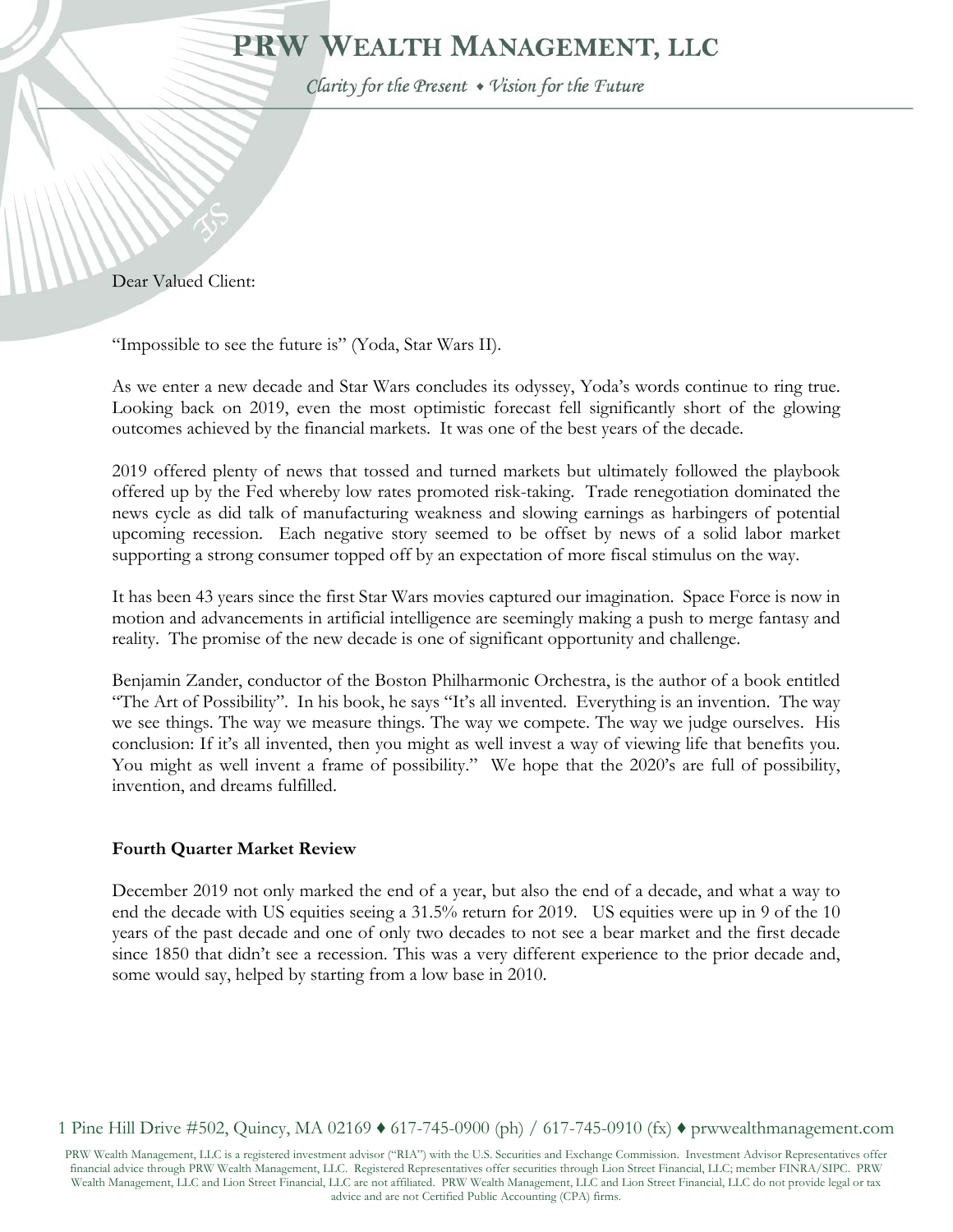# PRW Wealth Management, LLC

*Clarity for the Present ♦ Vision for the Future*

Dear Valued Client:

"Impossible to see the future is" (Yoda, Star Wars II).

As we enter a new decade and Star Wars concludes its odyssey, Yoda's words continue to ring true. Looking back on 2019, even the most optimistic forecast fell significantly short of the glowing outcomes achieved by the financial markets. It was one of the best years of the decade.

2019 offered plenty of news that tossed and turned markets but ultimately followed the playbook offered up by the Fed whereby low rates promoted risk-taking. Trade renegotiation dominated the news cycle as did talk of manufacturing weakness and slowing earnings as harbingers of potential upcoming recession. Each negative story seemed to be offset by news of a solid labor market supporting a strong consumer topped off by an expectation of more fiscal stimulus on the way.

It has been 43 years since the first Star Wars movies captured our imagination. Space Force is now in motion and advancements in artificial intelligence are seemingly making a push to merge fantasy and reality. The promise of the new decade is one of significant opportunity and challenge.

Benjamin Zander, conductor of the Boston Philharmonic Orchestra, is the author of a book entitled "The Art of Possibility". In his book, he says "It's all invented. Everything is an invention. The way we see things. The way we measure things. The way we compete. The way we judge ourselves. His conclusion: If it's all invented, then you might as well invest a way of viewing life that benefits you. You might as well invent a frame of possibility." We hope that the 2020's are full of possibility, invention, and dreams fulfilled.

**Fourth Quarter Market Review**

December 2019 not only marked the end of a year, but also the end of a decade, and what a way to end the decade with US equities seeing a 31.5% return for 2019. US equities were up in 9 of the 10 years of the past decade and one of only two decades to not see a bear market and the first decade since 1850 that didn't see a recession. This was a very different experience to the prior decade and, some would say, helped by starting from a low base in 2010.

1 Pine Hill Drive #502, Quincy, MA 02169 ♦ 617-745-0900 (ph) / 617-745-0910 (fx) ♦ prwwealthmanagement.com

PRW Wealth Management, LLC is a registered investment advisor ("RIA") with the U.S. Securities and Exchange Commission. Investment Advisor Representatives offer financial advice through PRW Wealth Management, LLC. Registered Representatives offer securities through Lion Street Financial, LLC; member FINRA/SIPC. PRW Wealth Management, LLC and Lion Street Financial, LLC are not affiliated. PRW Wealth Management, LLC and Lion Street Financial, LLC do not provide legal or tax advice and are not Certified Public Accounting (CPA) firms.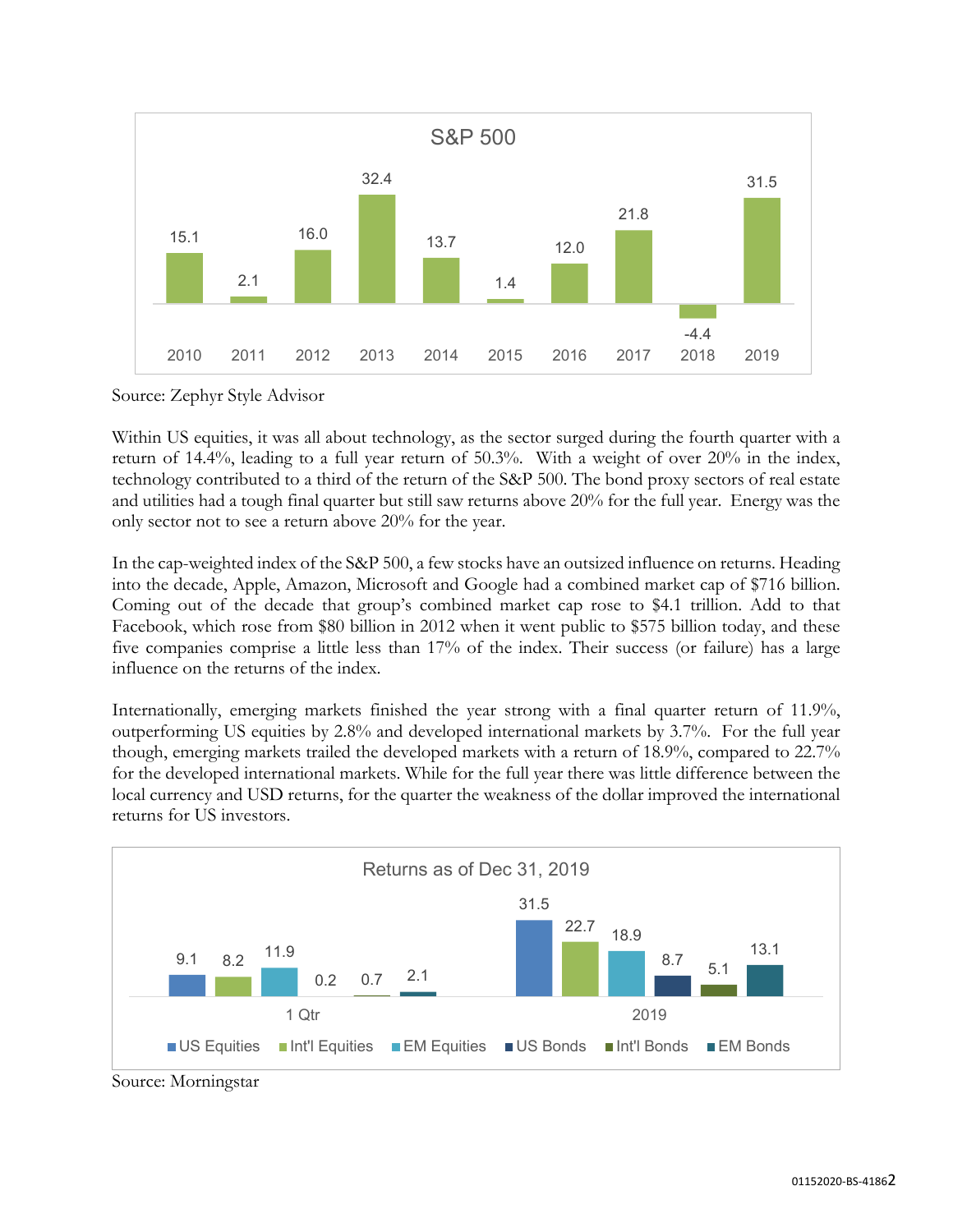**S&P 500**

| 2010 | 2011 | 2012 | 2013 | 2014 | 2015 | 2016 | 2017 | 2018 | 2019 |
|---|---|---|---|---|---|---|---|---|---|
| 15.1 | 2.1 | 16.0 | 32.4 | 13.7 | 1.4 | 12.0 | 21.8 | -4.4 | 31.5 |

Source: Zephyr Style Advisor

Within US equities, it was all about technology, as the sector surged during the fourth quarter with a return of 14.4%, leading to a full year return of 50.3%. With a weight of over 20% in the index, technology contributed to a third of the return of the S&P 500. The bond proxy sectors of real estate and utilities had a tough final quarter but still saw returns above 20% for the full year. Energy was the only sector not to see a return above 20% for the year.

In the cap-weighted index of the S&P 500, a few stocks have an outsized influence on returns. Heading into the decade, Apple, Amazon, Microsoft and Google had a combined market cap of $716 billion. Coming out of the decade that group's combined market cap rose to $4.1 trillion. Add to that Facebook, which rose from $80 billion in 2012 when it went public to $575 billion today, and these five companies comprise a little less than 17% of the index. Their success (or failure) has a large influence on the returns of the index.

Internationally, emerging markets finished the year strong with a final quarter return of 11.9%, outperforming US equities by 2.8% and developed international markets by 3.7%. For the full year though, emerging markets trailed the developed markets with a return of 18.9%, compared to 22.7% for the developed international markets. While for the full year there was little difference between the local currency and USD returns, for the quarter the weakness of the dollar improved the international returns for US investors.

**Returns as of Dec 31, 2019**

| | US Equities | Int'l Equities | EM Equities | US Bonds | Int'l Bonds | EM Bonds |
|---|---|---|---|---|---|---|
| 1 Qtr | 9.1 | 8.2 | 11.9 | 0.2 | 0.7 | 2.1 |
| 2019 | 31.5 | 22.7 | 18.9 | 8.7 | 5.1 | 13.1 |

Source: Morningstar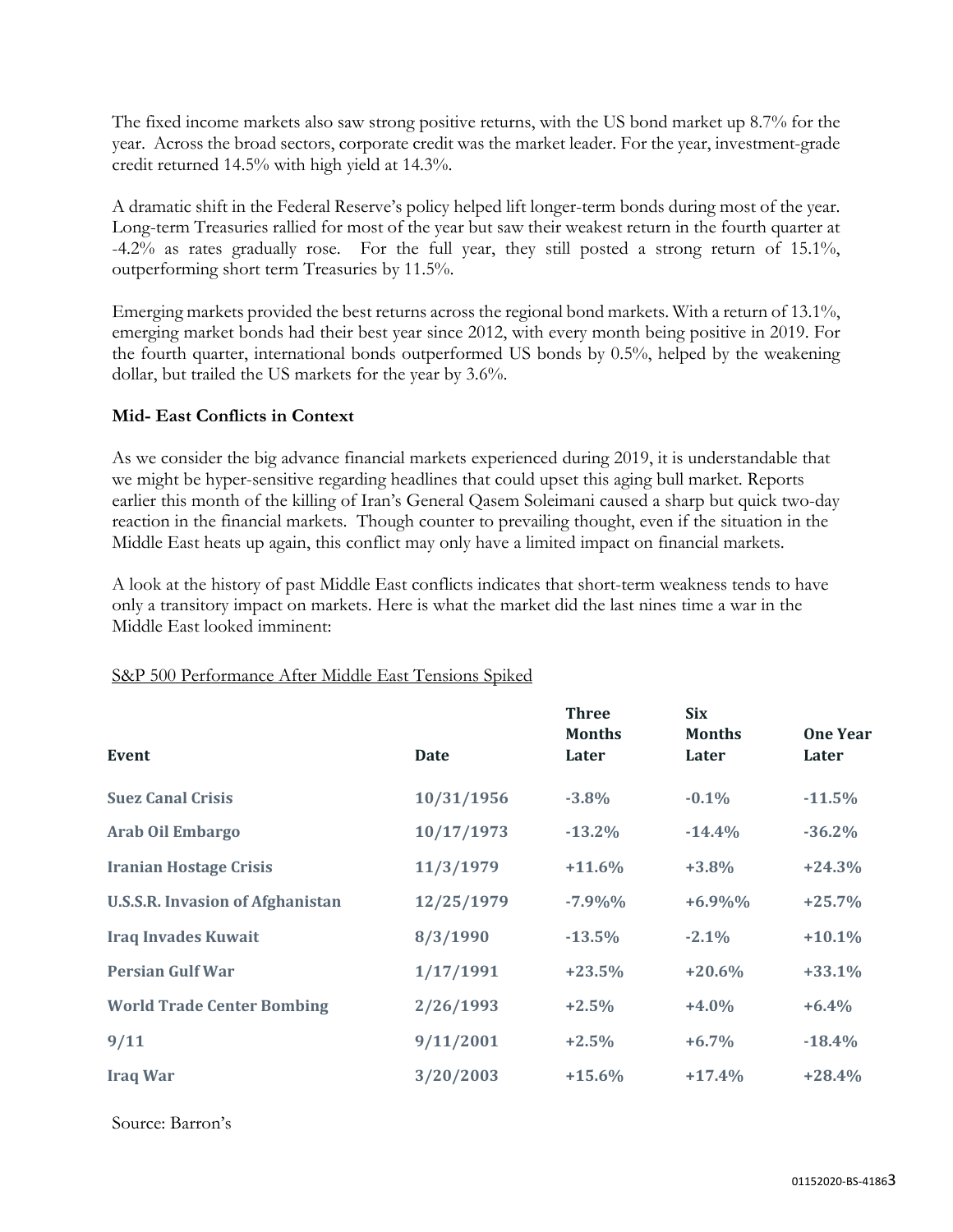The fixed income markets also saw strong positive returns, with the US bond market up 8.7% for the year. Across the broad sectors, corporate credit was the market leader. For the year, investment-grade credit returned 14.5% with high yield at 14.3%.

A dramatic shift in the Federal Reserve's policy helped lift longer-term bonds during most of the year. Long-term Treasuries rallied for most of the year but saw their weakest return in the fourth quarter at -4.2% as rates gradually rose. For the full year, they still posted a strong return of 15.1%, outperforming short term Treasuries by 11.5%.

Emerging markets provided the best returns across the regional bond markets. With a return of 13.1%, emerging market bonds had their best year since 2012, with every month being positive in 2019. For the fourth quarter, international bonds outperformed US bonds by 0.5%, helped by the weakening dollar, but trailed the US markets for the year by 3.6%.

**Mid- East Conflicts in Context**

As we consider the big advance financial markets experienced during 2019, it is understandable that we might be hyper-sensitive regarding headlines that could upset this aging bull market. Reports earlier this month of the killing of Iran's General Qasem Soleimani caused a sharp but quick two-day reaction in the financial markets. Though counter to prevailing thought, even if the situation in the Middle East heats up again, this conflict may only have a limited impact on financial markets.

A look at the history of past Middle East conflicts indicates that short-term weakness tends to have only a transitory impact on markets. Here is what the market did the last nines time a war in the Middle East looked imminent:

S&P 500 Performance After Middle East Tensions Spiked

| Event | Date | Three Months Later | Six Months Later | One Year Later |
|---|---|---|---|---|
| **Suez Canal Crisis** | **10/31/1956** | **-3.8%** | **-0.1%** | **-11.5%** |
| **Arab Oil Embargo** | **10/17/1973** | **-13.2%** | **-14.4%** | **-36.2%** |
| **Iranian Hostage Crisis** | **11/3/1979** | **+11.6%** | **+3.8%** | **+24.3%** |
| **U.S.S.R. Invasion of Afghanistan** | **12/25/1979** | **-7.9%%** | **+6.9%%** | **+25.7%** |
| **Iraq Invades Kuwait** | **8/3/1990** | **-13.5%** | **-2.1%** | **+10.1%** |
| **Persian Gulf War** | **1/17/1991** | **+23.5%** | **+20.6%** | **+33.1%** |
| **World Trade Center Bombing** | **2/26/1993** | **+2.5%** | **+4.0%** | **+6.4%** |
| **9/11** | **9/11/2001** | **+2.5%** | **+6.7%** | **-18.4%** |
| **Iraq War** | **3/20/2003** | **+15.6%** | **+17.4%** | **+28.4%** |

Source: Barron's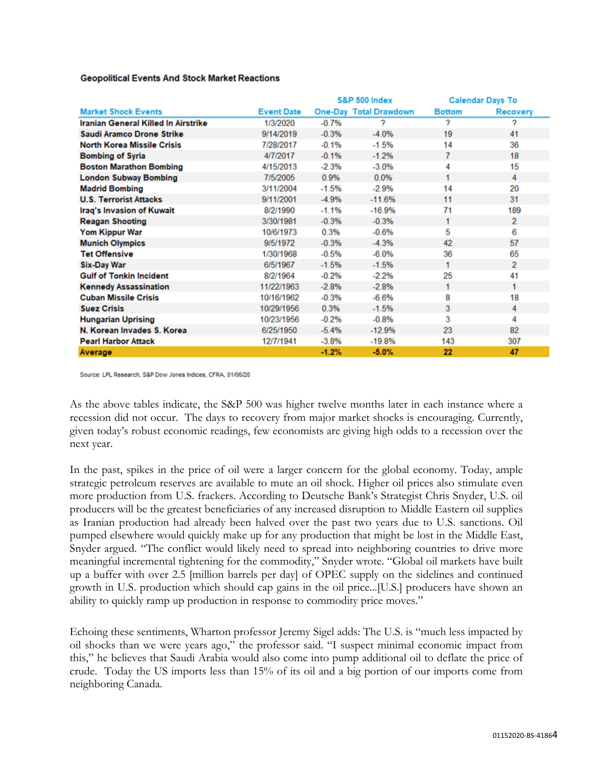**Geopolitical Events And Stock Market Reactions**

| | | S&P 500 Index | | Calendar Days To | |
|---|---|---|---|---|---|
| Market Shock Events | Event Date | One-Day | Total Drawdown | Bottom | Recovery |
| Iranian General Killed In Airstrike | 1/3/2020 | -0.7% | ? | ? | ? |
| Saudi Aramco Drone Strike | 9/14/2019 | -0.3% | -4.0% | 19 | 41 |
| North Korea Missile Crisis | 7/28/2017 | -0.1% | -1.5% | 14 | 36 |
| Bombing of Syria | 4/7/2017 | -0.1% | -1.2% | 7 | 18 |
| Boston Marathon Bombing | 4/15/2013 | -2.3% | -3.0% | 4 | 15 |
| London Subway Bombing | 7/5/2005 | 0.9% | 0.0% | 1 | 4 |
| Madrid Bombing | 3/11/2004 | -1.5% | -2.9% | 14 | 20 |
| U.S. Terrorist Attacks | 9/11/2001 | -4.9% | -11.6% | 11 | 31 |
| Iraq's Invasion of Kuwait | 8/2/1990 | -1.1% | -16.9% | 71 | 189 |
| Reagan Shooting | 3/30/1981 | -0.3% | -0.3% | 1 | 2 |
| Yom Kippur War | 10/6/1973 | 0.3% | -0.6% | 5 | 6 |
| Munich Olympics | 9/5/1972 | -0.3% | -4.3% | 42 | 57 |
| Tet Offensive | 1/30/1968 | -0.5% | -6.0% | 36 | 65 |
| Six-Day War | 6/5/1967 | -1.5% | -1.5% | 1 | 2 |
| Gulf of Tonkin Incident | 8/2/1964 | -0.2% | -2.2% | 25 | 41 |
| Kennedy Assassination | 11/22/1963 | -2.8% | -2.8% | 1 | 1 |
| Cuban Missile Crisis | 10/16/1962 | -0.3% | -6.6% | 8 | 18 |
| Suez Crisis | 10/29/1956 | 0.3% | -1.5% | 3 | 4 |
| Hungarian Uprising | 10/23/1956 | -0.2% | -0.8% | 3 | 4 |
| N. Korean Invades S. Korea | 6/25/1950 | -5.4% | -12.9% | 23 | 82 |
| Pearl Harbor Attack | 12/7/1941 | -3.8% | -19.8% | 143 | 307 |
| **Average** | | **-1.2%** | **-5.0%** | **22** | **47** |

Source: LPL Research, S&P Dow Jones Indices, CFRA, 01/06/20

As the above tables indicate, the S&P 500 was higher twelve months later in each instance where a recession did not occur. The days to recovery from major market shocks is encouraging. Currently, given today's robust economic readings, few economists are giving high odds to a recession over the next year.

In the past, spikes in the price of oil were a larger concern for the global economy. Today, ample strategic petroleum reserves are available to mute an oil shock. Higher oil prices also stimulate even more production from U.S. frackers. According to Deutsche Bank's Strategist Chris Snyder, U.S. oil producers will be the greatest beneficiaries of any increased disruption to Middle Eastern oil supplies as Iranian production had already been halved over the past two years due to U.S. sanctions. Oil pumped elsewhere would quickly make up for any production that might be lost in the Middle East, Snyder argued. "The conflict would likely need to spread into neighboring countries to drive more meaningful incremental tightening for the commodity," Snyder wrote. "Global oil markets have built up a buffer with over 2.5 [million barrels per day] of OPEC supply on the sidelines and continued growth in U.S. production which should cap gains in the oil price...[U.S.] producers have shown an ability to quickly ramp up production in response to commodity price moves."

Echoing these sentiments, Wharton professor Jeremy Sigel adds: The U.S. is "much less impacted by oil shocks than we were years ago," the professor said. "I suspect minimal economic impact from this," he believes that Saudi Arabia would also come into pump additional oil to deflate the price of crude. Today the US imports less than 15% of its oil and a big portion of our imports come from neighboring Canada.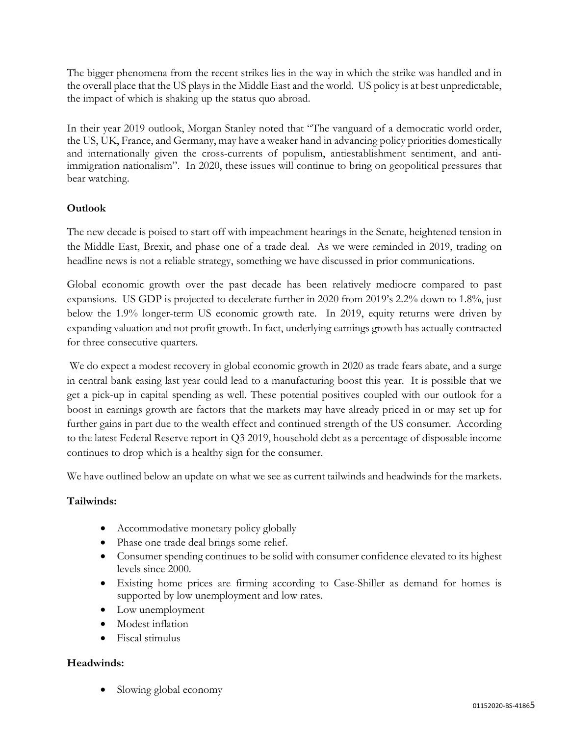The bigger phenomena from the recent strikes lies in the way in which the strike was handled and in the overall place that the US plays in the Middle East and the world. US policy is at best unpredictable, the impact of which is shaking up the status quo abroad.

In their year 2019 outlook, Morgan Stanley noted that "The vanguard of a democratic world order, the US, UK, France, and Germany, may have a weaker hand in advancing policy priorities domestically and internationally given the cross-currents of populism, antiestablishment sentiment, and anti-immigration nationalism". In 2020, these issues will continue to bring on geopolitical pressures that bear watching.

**Outlook**

The new decade is poised to start off with impeachment hearings in the Senate, heightened tension in the Middle East, Brexit, and phase one of a trade deal. As we were reminded in 2019, trading on headline news is not a reliable strategy, something we have discussed in prior communications.

Global economic growth over the past decade has been relatively mediocre compared to past expansions. US GDP is projected to decelerate further in 2020 from 2019's 2.2% down to 1.8%, just below the 1.9% longer-term US economic growth rate. In 2019, equity returns were driven by expanding valuation and not profit growth. In fact, underlying earnings growth has actually contracted for three consecutive quarters.

We do expect a modest recovery in global economic growth in 2020 as trade fears abate, and a surge in central bank easing last year could lead to a manufacturing boost this year. It is possible that we get a pick-up in capital spending as well. These potential positives coupled with our outlook for a boost in earnings growth are factors that the markets may have already priced in or may set up for further gains in part due to the wealth effect and continued strength of the US consumer. According to the latest Federal Reserve report in Q3 2019, household debt as a percentage of disposable income continues to drop which is a healthy sign for the consumer.

We have outlined below an update on what we see as current tailwinds and headwinds for the markets.

**Tailwinds:**

- Accommodative monetary policy globally
- Phase one trade deal brings some relief.
- Consumer spending continues to be solid with consumer confidence elevated to its highest levels since 2000.
- Existing home prices are firming according to Case-Shiller as demand for homes is supported by low unemployment and low rates.
- Low unemployment
- Modest inflation
- Fiscal stimulus

**Headwinds:**

- Slowing global economy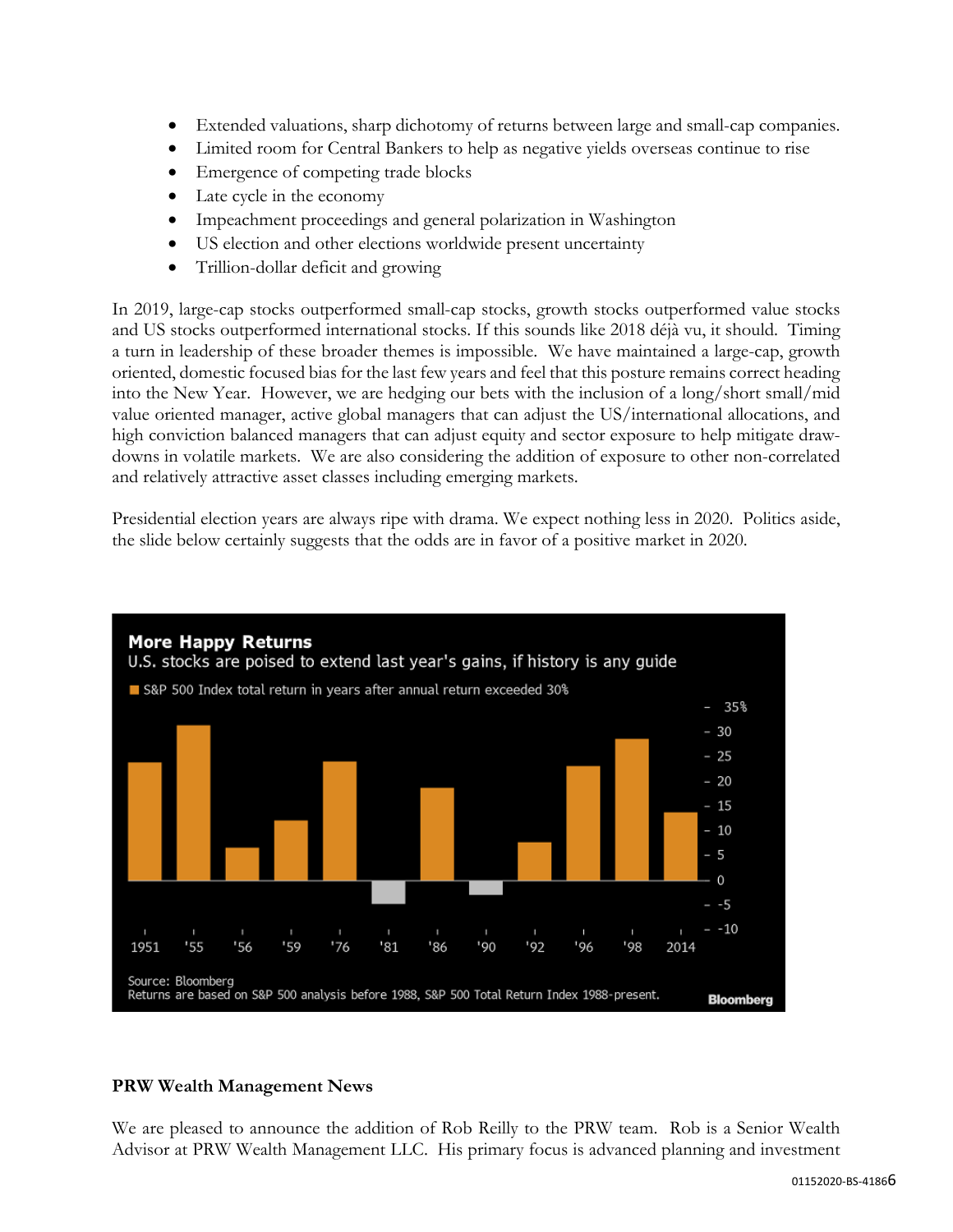- Extended valuations, sharp dichotomy of returns between large and small-cap companies.
- Limited room for Central Bankers to help as negative yields overseas continue to rise
- Emergence of competing trade blocks
- Late cycle in the economy
- Impeachment proceedings and general polarization in Washington
- US election and other elections worldwide present uncertainty
- Trillion-dollar deficit and growing

In 2019, large-cap stocks outperformed small-cap stocks, growth stocks outperformed value stocks and US stocks outperformed international stocks. If this sounds like 2018 déjà vu, it should. Timing a turn in leadership of these broader themes is impossible. We have maintained a large-cap, growth oriented, domestic focused bias for the last few years and feel that this posture remains correct heading into the New Year. However, we are hedging our bets with the inclusion of a long/short small/mid value oriented manager, active global managers that can adjust the US/international allocations, and high conviction balanced managers that can adjust equity and sector exposure to help mitigate draw-downs in volatile markets. We are also considering the addition of exposure to other non-correlated and relatively attractive asset classes including emerging markets.

Presidential election years are always ripe with drama. We expect nothing less in 2020. Politics aside, the slide below certainly suggests that the odds are in favor of a positive market in 2020.

**More Happy Returns**

U.S. stocks are poised to extend last year's gains, if history is any guide

S&P 500 Index total return in years after annual return exceeded 30%

Source: Bloomberg
Returns are based on S&P 500 analysis before 1988, S&P 500 Total Return Index 1988-present.

**PRW Wealth Management News**

We are pleased to announce the addition of Rob Reilly to the PRW team. Rob is a Senior Wealth Advisor at PRW Wealth Management LLC. His primary focus is advanced planning and investment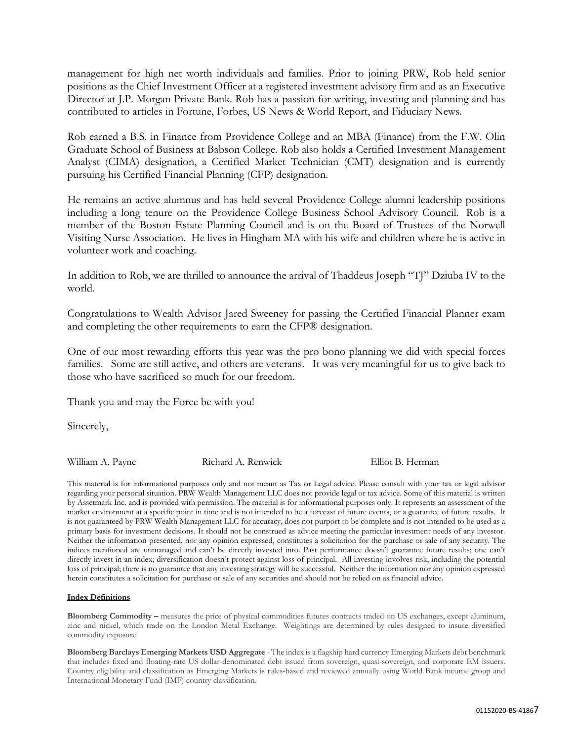management for high net worth individuals and families. Prior to joining PRW, Rob held senior positions as the Chief Investment Officer at a registered investment advisory firm and as an Executive Director at J.P. Morgan Private Bank. Rob has a passion for writing, investing and planning and has contributed to articles in Fortune, Forbes, US News & World Report, and Fiduciary News.

Rob earned a B.S. in Finance from Providence College and an MBA (Finance) from the F.W. Olin Graduate School of Business at Babson College. Rob also holds a Certified Investment Management Analyst (CIMA) designation, a Certified Market Technician (CMT) designation and is currently pursuing his Certified Financial Planning (CFP) designation.

He remains an active alumnus and has held several Providence College alumni leadership positions including a long tenure on the Providence College Business School Advisory Council. Rob is a member of the Boston Estate Planning Council and is on the Board of Trustees of the Norwell Visiting Nurse Association. He lives in Hingham MA with his wife and children where he is active in volunteer work and coaching.

In addition to Rob, we are thrilled to announce the arrival of Thaddeus Joseph "TJ" Dziuba IV to the world.

Congratulations to Wealth Advisor Jared Sweeney for passing the Certified Financial Planner exam and completing the other requirements to earn the CFP® designation.

One of our most rewarding efforts this year was the pro bono planning we did with special forces families. Some are still active, and others are veterans. It was very meaningful for us to give back to those who have sacrificed so much for our freedom.

Thank you and may the Force be with you!

Sincerely,

William A. Payne    Richard A. Renwick    Elliot B. Herman

This material is for informational purposes only and not meant as Tax or Legal advice. Please consult with your tax or legal advisor regarding your personal situation. PRW Wealth Management LLC does not provide legal or tax advice. Some of this material is written by Assetmark Inc. and is provided with permission. The material is for informational purposes only. It represents an assessment of the market environment at a specific point in time and is not intended to be a forecast of future events, or a guarantee of future results. It is not guaranteed by PRW Wealth Management LLC for accuracy, does not purport to be complete and is not intended to be used as a primary basis for investment decisions. It should not be construed as advice meeting the particular investment needs of any investor. Neither the information presented, nor any opinion expressed, constitutes a solicitation for the purchase or sale of any security. The indices mentioned are unmanaged and can't be directly invested into. Past performance doesn't guarantee future results; one can't directly invest in an index; diversification doesn't protect against loss of principal. All investing involves risk, including the potential loss of principal; there is no guarantee that any investing strategy will be successful. Neither the information nor any opinion expressed herein constitutes a solicitation for purchase or sale of any securities and should not be relied on as financial advice.

**Index Definitions**

**Bloomberg Commodity –** measures the price of physical commodities futures contracts traded on US exchanges, except aluminum, zinc and nickel, which trade on the London Metal Exchange. Weightings are determined by rules designed to insure diversified commodity exposure.

**Bloomberg Barclays Emerging Markets USD Aggregate** - The index is a flagship hard currency Emerging Markets debt benchmark that includes fixed and floating-rate US dollar-denominated debt issued from sovereign, quasi-sovereign, and corporate EM issuers. Country eligibility and classification as Emerging Markets is rules-based and reviewed annually using World Bank income group and International Monetary Fund (IMF) country classification.

01152020-BS-4186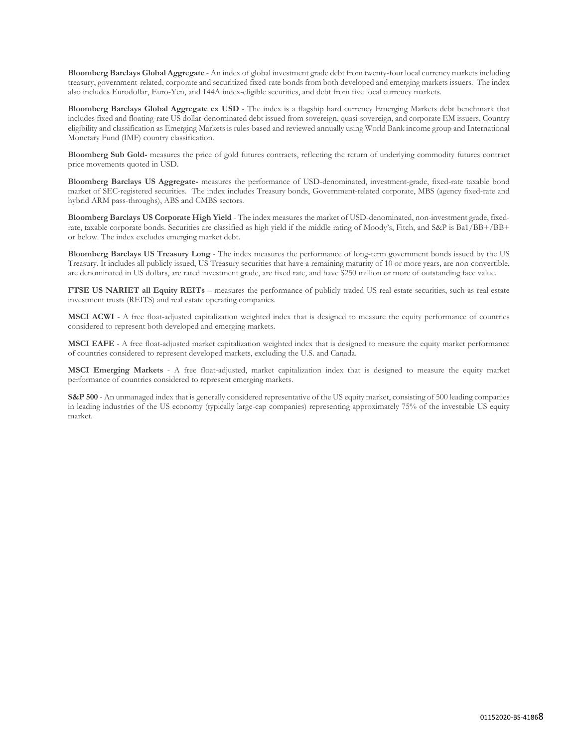**Bloomberg Barclays Global Aggregate** - An index of global investment grade debt from twenty-four local currency markets including treasury, government-related, corporate and securitized fixed-rate bonds from both developed and emerging markets issuers. The index also includes Eurodollar, Euro-Yen, and 144A index-eligible securities, and debt from five local currency markets.

**Bloomberg Barclays Global Aggregate ex USD** - The index is a flagship hard currency Emerging Markets debt benchmark that includes fixed and floating-rate US dollar-denominated debt issued from sovereign, quasi-sovereign, and corporate EM issuers. Country eligibility and classification as Emerging Markets is rules-based and reviewed annually using World Bank income group and International Monetary Fund (IMF) country classification.

**Bloomberg Sub Gold-** measures the price of gold futures contracts, reflecting the return of underlying commodity futures contract price movements quoted in USD.

**Bloomberg Barclays US Aggregate-** measures the performance of USD-denominated, investment-grade, fixed-rate taxable bond market of SEC-registered securities. The index includes Treasury bonds, Government-related corporate, MBS (agency fixed-rate and hybrid ARM pass-throughs), ABS and CMBS sectors.

**Bloomberg Barclays US Corporate High Yield** - The index measures the market of USD-denominated, non-investment grade, fixed-rate, taxable corporate bonds. Securities are classified as high yield if the middle rating of Moody's, Fitch, and S&P is Ba1/BB+/BB+ or below. The index excludes emerging market debt.

**Bloomberg Barclays US Treasury Long** - The index measures the performance of long-term government bonds issued by the US Treasury. It includes all publicly issued, US Treasury securities that have a remaining maturity of 10 or more years, are non-convertible, are denominated in US dollars, are rated investment grade, are fixed rate, and have $250 million or more of outstanding face value.

**FTSE US NARIET all Equity REITs** – measures the performance of publicly traded US real estate securities, such as real estate investment trusts (REITS) and real estate operating companies.

**MSCI ACWI** - A free float-adjusted capitalization weighted index that is designed to measure the equity performance of countries considered to represent both developed and emerging markets.

**MSCI EAFE** - A free float-adjusted market capitalization weighted index that is designed to measure the equity market performance of countries considered to represent developed markets, excluding the U.S. and Canada.

**MSCI Emerging Markets** - A free float-adjusted, market capitalization index that is designed to measure the equity market performance of countries considered to represent emerging markets.

**S&P 500** - An unmanaged index that is generally considered representative of the US equity market, consisting of 500 leading companies in leading industries of the US economy (typically large-cap companies) representing approximately 75% of the investable US equity market.

01152020-BS-4186